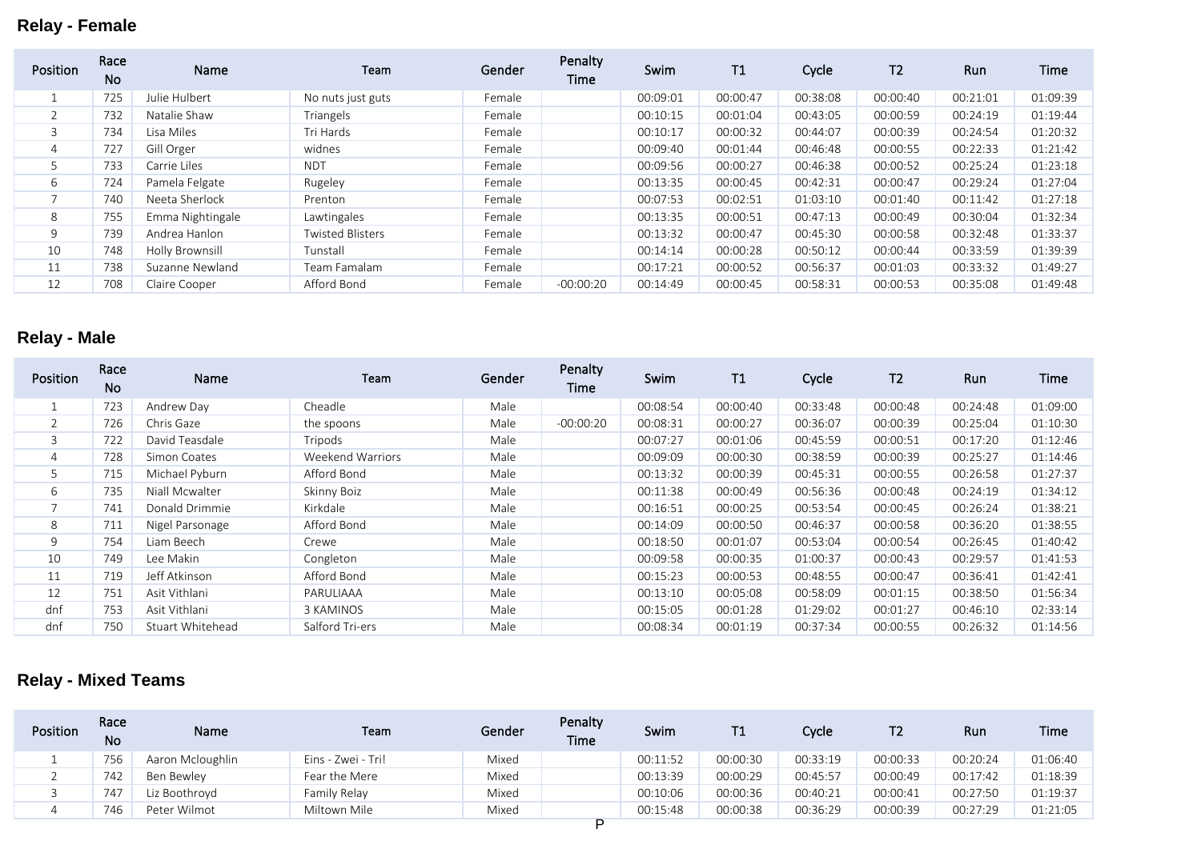## Relay - Female

| Position | Race No | Name | Team | Gender | Penalty Time | Swim | T1 | Cycle | T2 | Run | Time |
|---|---|---|---|---|---|---|---|---|---|---|---|
| 1 | 725 | Julie Hulbert | No nuts just guts | Female | | 00:09:01 | 00:00:47 | 00:38:08 | 00:00:40 | 00:21:01 | 01:09:39 |
| 2 | 732 | Natalie Shaw | Triangels | Female | | 00:10:15 | 00:01:04 | 00:43:05 | 00:00:59 | 00:24:19 | 01:19:44 |
| 3 | 734 | Lisa Miles | Tri Hards | Female | | 00:10:17 | 00:00:32 | 00:44:07 | 00:00:39 | 00:24:54 | 01:20:32 |
| 4 | 727 | Gill Orger | widnes | Female | | 00:09:40 | 00:01:44 | 00:46:48 | 00:00:55 | 00:22:33 | 01:21:42 |
| 5 | 733 | Carrie Liles | NDT | Female | | 00:09:56 | 00:00:27 | 00:46:38 | 00:00:52 | 00:25:24 | 01:23:18 |
| 6 | 724 | Pamela Felgate | Rugeley | Female | | 00:13:35 | 00:00:45 | 00:42:31 | 00:00:47 | 00:29:24 | 01:27:04 |
| 7 | 740 | Neeta Sherlock | Prenton | Female | | 00:07:53 | 00:02:51 | 01:03:10 | 00:01:40 | 00:11:42 | 01:27:18 |
| 8 | 755 | Emma Nightingale | Lawtingales | Female | | 00:13:35 | 00:00:51 | 00:47:13 | 00:00:49 | 00:30:04 | 01:32:34 |
| 9 | 739 | Andrea Hanlon | Twisted Blisters | Female | | 00:13:32 | 00:00:47 | 00:45:30 | 00:00:58 | 00:32:48 | 01:33:37 |
| 10 | 748 | Holly Brownsill | Tunstall | Female | | 00:14:14 | 00:00:28 | 00:50:12 | 00:00:44 | 00:33:59 | 01:39:39 |
| 11 | 738 | Suzanne Newland | Team Famalam | Female | | 00:17:21 | 00:00:52 | 00:56:37 | 00:01:03 | 00:33:32 | 01:49:27 |
| 12 | 708 | Claire Cooper | Afford Bond | Female | -00:00:20 | 00:14:49 | 00:00:45 | 00:58:31 | 00:00:53 | 00:35:08 | 01:49:48 |

## Relay - Male

| Position | Race No | Name | Team | Gender | Penalty Time | Swim | T1 | Cycle | T2 | Run | Time |
|---|---|---|---|---|---|---|---|---|---|---|---|
| 1 | 723 | Andrew Day | Cheadle | Male | | 00:08:54 | 00:00:40 | 00:33:48 | 00:00:48 | 00:24:48 | 01:09:00 |
| 2 | 726 | Chris Gaze | the spoons | Male | -00:00:20 | 00:08:31 | 00:00:27 | 00:36:07 | 00:00:39 | 00:25:04 | 01:10:30 |
| 3 | 722 | David Teasdale | Tripods | Male | | 00:07:27 | 00:01:06 | 00:45:59 | 00:00:51 | 00:17:20 | 01:12:46 |
| 4 | 728 | Simon Coates | Weekend Warriors | Male | | 00:09:09 | 00:00:30 | 00:38:59 | 00:00:39 | 00:25:27 | 01:14:46 |
| 5 | 715 | Michael Pyburn | Afford Bond | Male | | 00:13:32 | 00:00:39 | 00:45:31 | 00:00:55 | 00:26:58 | 01:27:37 |
| 6 | 735 | Niall Mcwalter | Skinny Boiz | Male | | 00:11:38 | 00:00:49 | 00:56:36 | 00:00:48 | 00:24:19 | 01:34:12 |
| 7 | 741 | Donald Drimmie | Kirkdale | Male | | 00:16:51 | 00:00:25 | 00:53:54 | 00:00:45 | 00:26:24 | 01:38:21 |
| 8 | 711 | Nigel Parsonage | Afford Bond | Male | | 00:14:09 | 00:00:50 | 00:46:37 | 00:00:58 | 00:36:20 | 01:38:55 |
| 9 | 754 | Liam Beech | Crewe | Male | | 00:18:50 | 00:01:07 | 00:53:04 | 00:00:54 | 00:26:45 | 01:40:42 |
| 10 | 749 | Lee Makin | Congleton | Male | | 00:09:58 | 00:00:35 | 01:00:37 | 00:00:43 | 00:29:57 | 01:41:53 |
| 11 | 719 | Jeff Atkinson | Afford Bond | Male | | 00:15:23 | 00:00:53 | 00:48:55 | 00:00:47 | 00:36:41 | 01:42:41 |
| 12 | 751 | Asit Vithlani | PARULIAAA | Male | | 00:13:10 | 00:05:08 | 00:58:09 | 00:01:15 | 00:38:50 | 01:56:34 |
| dnf | 753 | Asit Vithlani | 3 KAMINOS | Male | | 00:15:05 | 00:01:28 | 01:29:02 | 00:01:27 | 00:46:10 | 02:33:14 |
| dnf | 750 | Stuart Whitehead | Salford Tri-ers | Male | | 00:08:34 | 00:01:19 | 00:37:34 | 00:00:55 | 00:26:32 | 01:14:56 |

## Relay - Mixed Teams

| Position | Race No | Name | Team | Gender | Penalty Time | Swim | T1 | Cycle | T2 | Run | Time |
|---|---|---|---|---|---|---|---|---|---|---|---|
| 1 | 756 | Aaron Mcloughlin | Eins - Zwei - Tri! | Mixed | | 00:11:52 | 00:00:30 | 00:33:19 | 00:00:33 | 00:20:24 | 01:06:40 |
| 2 | 742 | Ben Bewley | Fear the Mere | Mixed | | 00:13:39 | 00:00:29 | 00:45:57 | 00:00:49 | 00:17:42 | 01:18:39 |
| 3 | 747 | Liz Boothroyd | Family Relay | Mixed | | 00:10:06 | 00:00:36 | 00:40:21 | 00:00:41 | 00:27:50 | 01:19:37 |
| 4 | 746 | Peter Wilmot | Miltown Mile | Mixed | | 00:15:48 | 00:00:38 | 00:36:29 | 00:00:39 | 00:27:29 | 01:21:05 |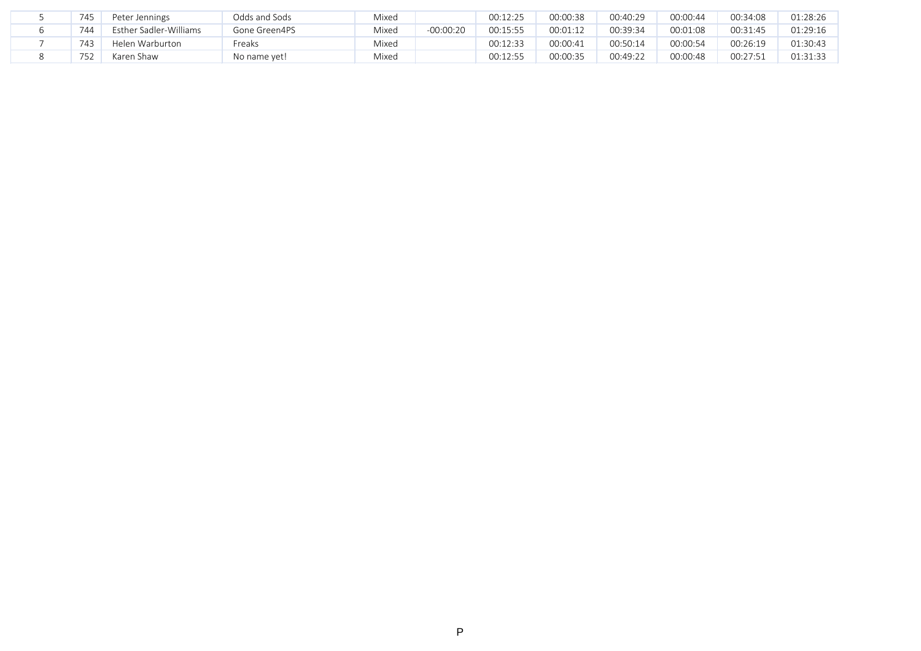| | | | | | | | | | | | |
|---|---|---|---|---|---|---|---|---|---|---|---|
| 5 | 745 | Peter Jennings | Odds and Sods | Mixed | | 00:12:25 | 00:00:38 | 00:40:29 | 00:00:44 | 00:34:08 | 01:28:26 |
| 6 | 744 | Esther Sadler-Williams | Gone Green4PS | Mixed | -00:00:20 | 00:15:55 | 00:01:12 | 00:39:34 | 00:01:08 | 00:31:45 | 01:29:16 |
| 7 | 743 | Helen Warburton | Freaks | Mixed | | 00:12:33 | 00:00:41 | 00:50:14 | 00:00:54 | 00:26:19 | 01:30:43 |
| 8 | 752 | Karen Shaw | No name yet! | Mixed | | 00:12:55 | 00:00:35 | 00:49:22 | 00:00:48 | 00:27:51 | 01:31:33 |

P